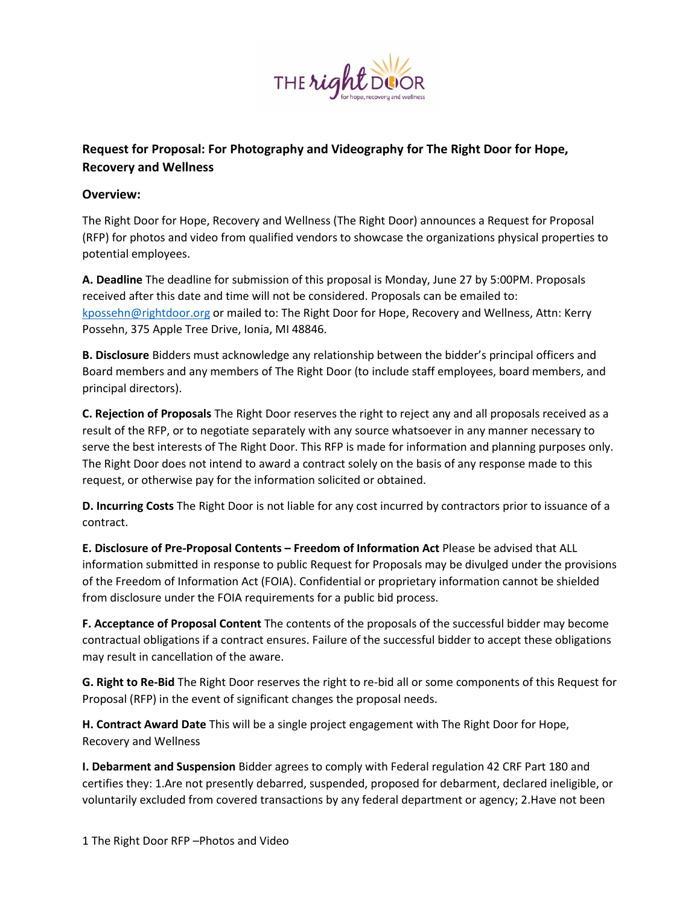**Request for Proposal: For Photography and Videography for The Right Door for Hope, Recovery and Wellness**

**Overview:**

The Right Door for Hope, Recovery and Wellness (The Right Door) announces a Request for Proposal (RFP) for photos and video from qualified vendors to showcase the organizations physical properties to potential employees.

**A. Deadline** The deadline for submission of this proposal is Monday, June 27 by 5:00PM. Proposals received after this date and time will not be considered. Proposals can be emailed to: kpossehn@rightdoor.org or mailed to: The Right Door for Hope, Recovery and Wellness, Attn: Kerry Possehn, 375 Apple Tree Drive, Ionia, MI 48846.

**B. Disclosure** Bidders must acknowledge any relationship between the bidder's principal officers and Board members and any members of The Right Door (to include staff employees, board members, and principal directors).

**C. Rejection of Proposals** The Right Door reserves the right to reject any and all proposals received as a result of the RFP, or to negotiate separately with any source whatsoever in any manner necessary to serve the best interests of The Right Door. This RFP is made for information and planning purposes only. The Right Door does not intend to award a contract solely on the basis of any response made to this request, or otherwise pay for the information solicited or obtained.

**D. Incurring Costs** The Right Door is not liable for any cost incurred by contractors prior to issuance of a contract.

**E. Disclosure of Pre-Proposal Contents – Freedom of Information Act** Please be advised that ALL information submitted in response to public Request for Proposals may be divulged under the provisions of the Freedom of Information Act (FOIA). Confidential or proprietary information cannot be shielded from disclosure under the FOIA requirements for a public bid process.

**F. Acceptance of Proposal Content** The contents of the proposals of the successful bidder may become contractual obligations if a contract ensures. Failure of the successful bidder to accept these obligations may result in cancellation of the aware.

**G. Right to Re-Bid** The Right Door reserves the right to re-bid all or some components of this Request for Proposal (RFP) in the event of significant changes the proposal needs.

**H. Contract Award Date** This will be a single project engagement with The Right Door for Hope, Recovery and Wellness

**I. Debarment and Suspension** Bidder agrees to comply with Federal regulation 42 CRF Part 180 and certifies they: 1.Are not presently debarred, suspended, proposed for debarment, declared ineligible, or voluntarily excluded from covered transactions by any federal department or agency; 2.Have not been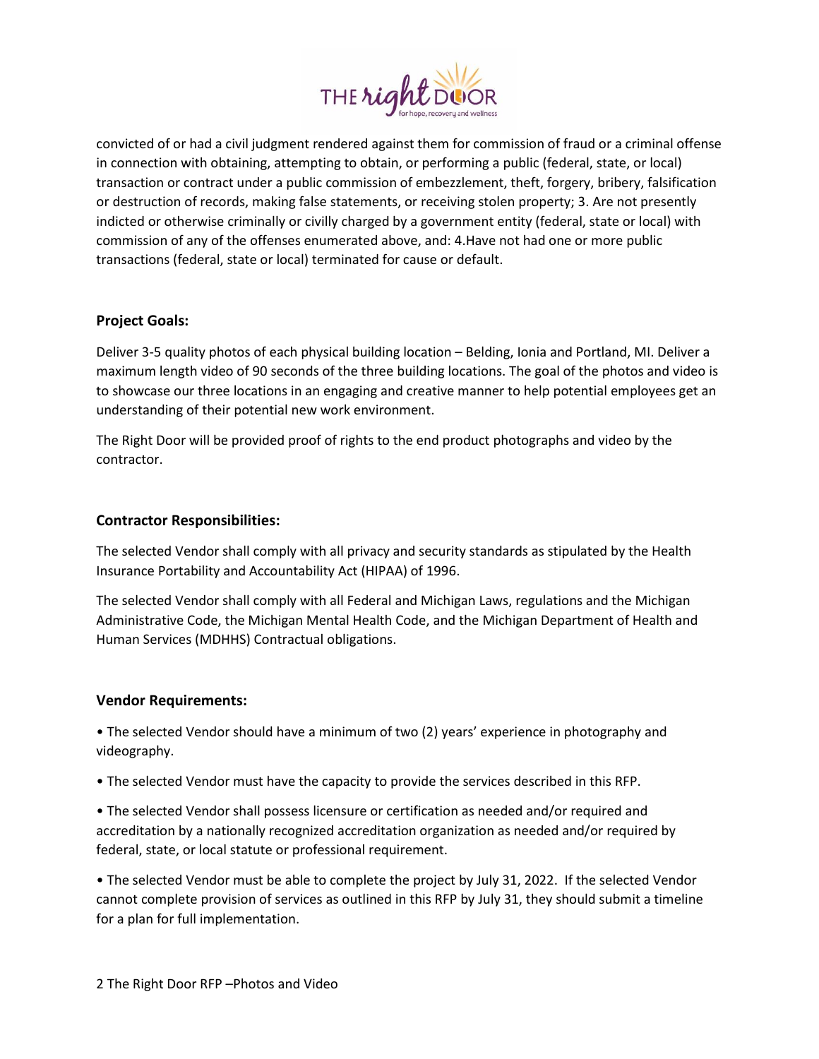convicted of or had a civil judgment rendered against them for commission of fraud or a criminal offense in connection with obtaining, attempting to obtain, or performing a public (federal, state, or local) transaction or contract under a public commission of embezzlement, theft, forgery, bribery, falsification or destruction of records, making false statements, or receiving stolen property; 3. Are not presently indicted or otherwise criminally or civilly charged by a government entity (federal, state or local) with commission of any of the offenses enumerated above, and: 4.Have not had one or more public transactions (federal, state or local) terminated for cause or default.

### Project Goals:

Deliver 3-5 quality photos of each physical building location – Belding, Ionia and Portland, MI. Deliver a maximum length video of 90 seconds of the three building locations. The goal of the photos and video is to showcase our three locations in an engaging and creative manner to help potential employees get an understanding of their potential new work environment.

The Right Door will be provided proof of rights to the end product photographs and video by the contractor.

### Contractor Responsibilities:

The selected Vendor shall comply with all privacy and security standards as stipulated by the Health Insurance Portability and Accountability Act (HIPAA) of 1996.

The selected Vendor shall comply with all Federal and Michigan Laws, regulations and the Michigan Administrative Code, the Michigan Mental Health Code, and the Michigan Department of Health and Human Services (MDHHS) Contractual obligations.

### Vendor Requirements:

- The selected Vendor should have a minimum of two (2) years' experience in photography and videography.
- The selected Vendor must have the capacity to provide the services described in this RFP.
- The selected Vendor shall possess licensure or certification as needed and/or required and accreditation by a nationally recognized accreditation organization as needed and/or required by federal, state, or local statute or professional requirement.
- The selected Vendor must be able to complete the project by July 31, 2022. If the selected Vendor cannot complete provision of services as outlined in this RFP by July 31, they should submit a timeline for a plan for full implementation.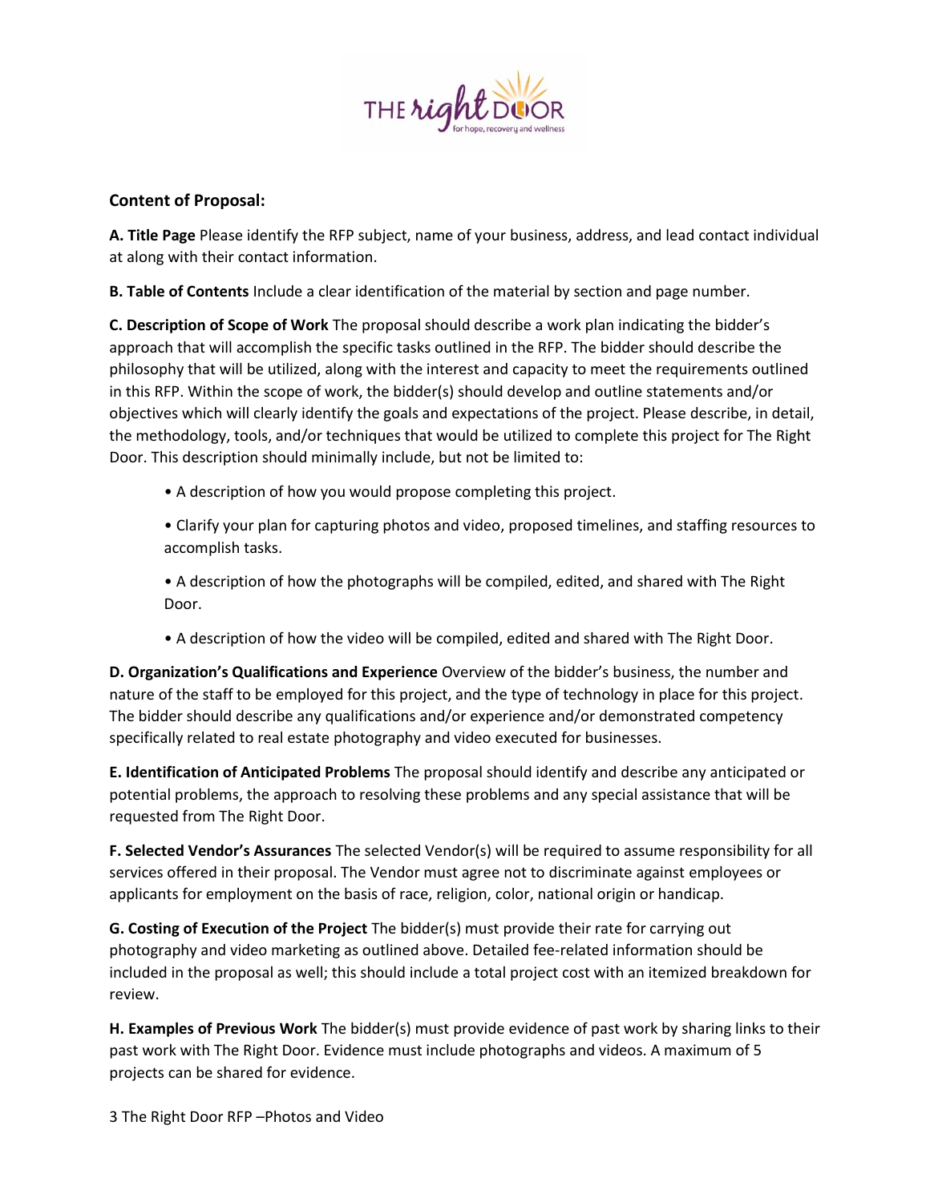## Content of Proposal:

**A. Title Page** Please identify the RFP subject, name of your business, address, and lead contact individual at along with their contact information.

**B. Table of Contents** Include a clear identification of the material by section and page number.

**C. Description of Scope of Work** The proposal should describe a work plan indicating the bidder's approach that will accomplish the specific tasks outlined in the RFP. The bidder should describe the philosophy that will be utilized, along with the interest and capacity to meet the requirements outlined in this RFP. Within the scope of work, the bidder(s) should develop and outline statements and/or objectives which will clearly identify the goals and expectations of the project. Please describe, in detail, the methodology, tools, and/or techniques that would be utilized to complete this project for The Right Door. This description should minimally include, but not be limited to:

- A description of how you would propose completing this project.
- Clarify your plan for capturing photos and video, proposed timelines, and staffing resources to accomplish tasks.
- A description of how the photographs will be compiled, edited, and shared with The Right Door.
- A description of how the video will be compiled, edited and shared with The Right Door.

**D. Organization's Qualifications and Experience** Overview of the bidder's business, the number and nature of the staff to be employed for this project, and the type of technology in place for this project. The bidder should describe any qualifications and/or experience and/or demonstrated competency specifically related to real estate photography and video executed for businesses.

**E. Identification of Anticipated Problems** The proposal should identify and describe any anticipated or potential problems, the approach to resolving these problems and any special assistance that will be requested from The Right Door.

**F. Selected Vendor's Assurances** The selected Vendor(s) will be required to assume responsibility for all services offered in their proposal. The Vendor must agree not to discriminate against employees or applicants for employment on the basis of race, religion, color, national origin or handicap.

**G. Costing of Execution of the Project** The bidder(s) must provide their rate for carrying out photography and video marketing as outlined above. Detailed fee-related information should be included in the proposal as well; this should include a total project cost with an itemized breakdown for review.

**H. Examples of Previous Work** The bidder(s) must provide evidence of past work by sharing links to their past work with The Right Door. Evidence must include photographs and videos. A maximum of 5 projects can be shared for evidence.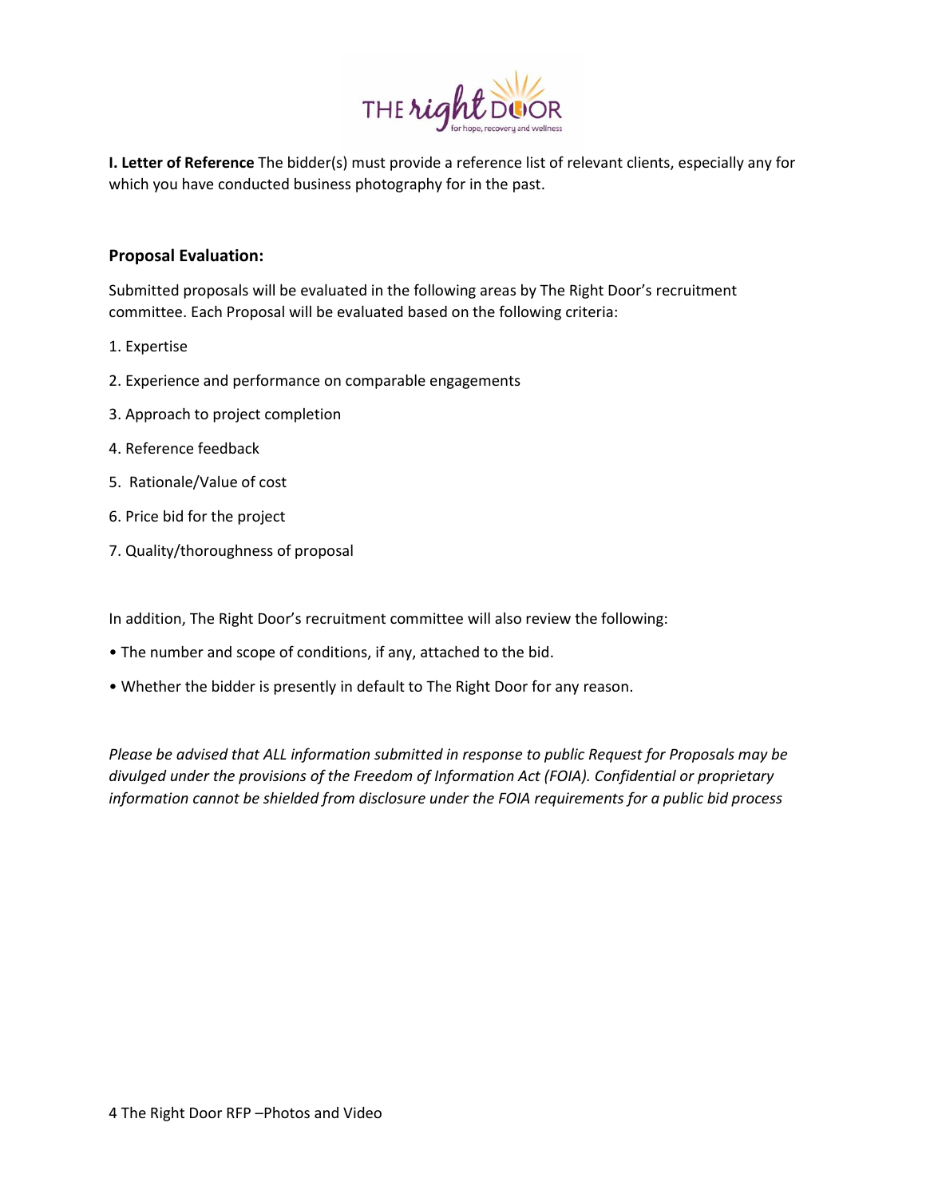**I. Letter of Reference** The bidder(s) must provide a reference list of relevant clients, especially any for which you have conducted business photography for in the past.

### Proposal Evaluation:

Submitted proposals will be evaluated in the following areas by The Right Door's recruitment committee. Each Proposal will be evaluated based on the following criteria:

1. Expertise
2. Experience and performance on comparable engagements
3. Approach to project completion
4. Reference feedback
5. Rationale/Value of cost
6. Price bid for the project
7. Quality/thoroughness of proposal

In addition, The Right Door's recruitment committee will also review the following:

- The number and scope of conditions, if any, attached to the bid.
- Whether the bidder is presently in default to The Right Door for any reason.

*Please be advised that ALL information submitted in response to public Request for Proposals may be divulged under the provisions of the Freedom of Information Act (FOIA). Confidential or proprietary information cannot be shielded from disclosure under the FOIA requirements for a public bid process*